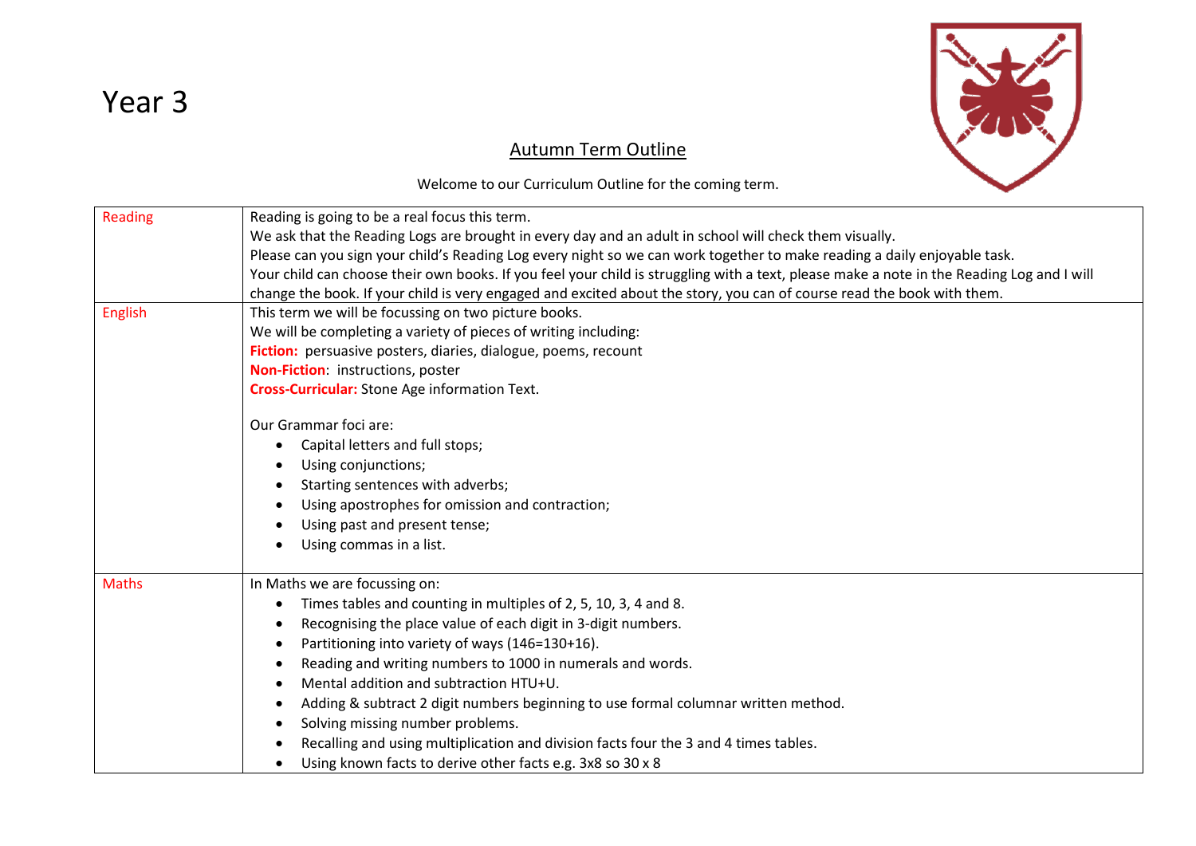# Year 3

## Autumn Term Outline

Welcome to our Curriculum Outline for the coming term.

| | |
|---|---|
| Reading | Reading is going to be a real focus this term.<br>We ask that the Reading Logs are brought in every day and an adult in school will check them visually.<br>Please can you sign your child's Reading Log every night so we can work together to make reading a daily enjoyable task.<br>Your child can choose their own books. If you feel your child is struggling with a text, please make a note in the Reading Log and I will change the book. If your child is very engaged and excited about the story, you can of course read the book with them. |
| English | This term we will be focussing on two picture books.<br>We will be completing a variety of pieces of writing including:<br>**Fiction:** persuasive posters, diaries, dialogue, poems, recount<br>**Non-Fiction**: instructions, poster<br>**Cross-Curricular:** Stone Age information Text.<br><br>Our Grammar foci are:<br>• Capital letters and full stops;<br>• Using conjunctions;<br>• Starting sentences with adverbs;<br>• Using apostrophes for omission and contraction;<br>• Using past and present tense;<br>• Using commas in a list. |
| Maths | In Maths we are focussing on:<br>• Times tables and counting in multiples of 2, 5, 10, 3, 4 and 8.<br>• Recognising the place value of each digit in 3-digit numbers.<br>• Partitioning into variety of ways (146=130+16).<br>• Reading and writing numbers to 1000 in numerals and words.<br>• Mental addition and subtraction HTU+U.<br>• Adding & subtract 2 digit numbers beginning to use formal columnar written method.<br>• Solving missing number problems.<br>• Recalling and using multiplication and division facts four the 3 and 4 times tables.<br>• Using known facts to derive other facts e.g. 3x8 so 30 x 8 |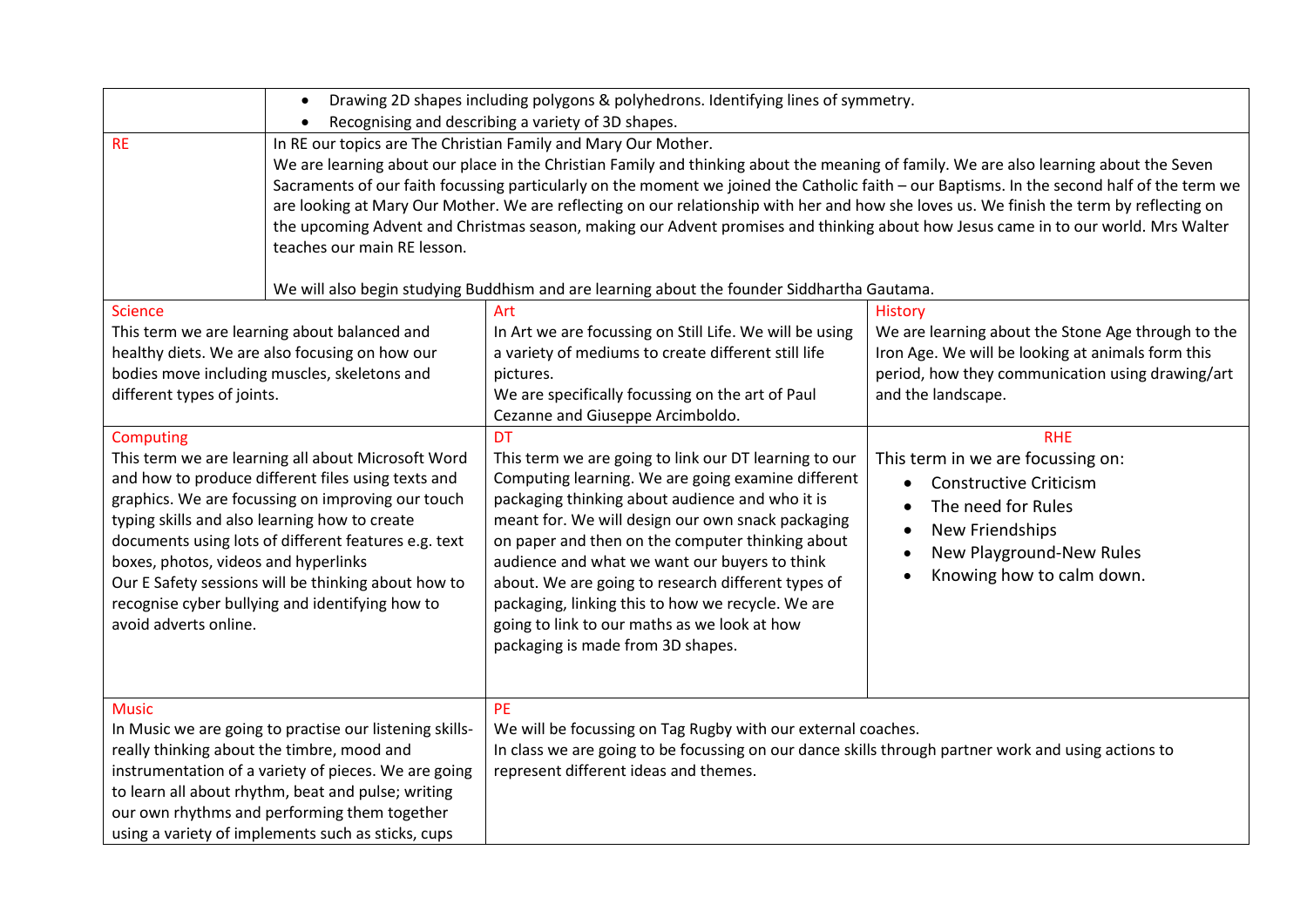| | |
|---|---|
| | • Drawing 2D shapes including polygons & polyhedrons. Identifying lines of symmetry.<br>• Recognising and describing a variety of 3D shapes. |
| RE | In RE our topics are The Christian Family and Mary Our Mother.<br>We are learning about our place in the Christian Family and thinking about the meaning of family. We are also learning about the Seven Sacraments of our faith focussing particularly on the moment we joined the Catholic faith – our Baptisms. In the second half of the term we are looking at Mary Our Mother. We are reflecting on our relationship with her and how she loves us. We finish the term by reflecting on the upcoming Advent and Christmas season, making our Advent promises and thinking about how Jesus came in to our world. Mrs Walter teaches our main RE lesson.<br><br>We will also begin studying Buddhism and are learning about the founder Siddhartha Gautama. |

| Science | Art | History |
|---|---|---|
| This term we are learning about balanced and healthy diets. We are also focusing on how our bodies move including muscles, skeletons and different types of joints. | In Art we are focussing on Still Life. We will be using a variety of mediums to create different still life pictures.<br>We are specifically focussing on the art of Paul Cezanne and Giuseppe Arcimboldo. | We are learning about the Stone Age through to the Iron Age. We will be looking at animals form this period, how they communication using drawing/art and the landscape. |
| **Computing** | **DT** | **RHE** |
| This term we are learning all about Microsoft Word and how to produce different files using texts and graphics. We are focussing on improving our touch typing skills and also learning how to create documents using lots of different features e.g. text boxes, photos, videos and hyperlinks<br>Our E Safety sessions will be thinking about how to recognise cyber bullying and identifying how to avoid adverts online. | This term we are going to link our DT learning to our Computing learning. We are going examine different packaging thinking about audience and who it is meant for. We will design our own snack packaging on paper and then on the computer thinking about audience and what we want our buyers to think about. We are going to research different types of packaging, linking this to how we recycle. We are going to link to our maths as we look at how packaging is made from 3D shapes. | This term in we are focussing on:<br>• Constructive Criticism<br>• The need for Rules<br>• New Friendships<br>• New Playground-New Rules<br>• Knowing how to calm down. |

| Music | PE |
|---|---|
| In Music we are going to practise our listening skills- really thinking about the timbre, mood and instrumentation of a variety of pieces. We are going to learn all about rhythm, beat and pulse; writing our own rhythms and performing them together using a variety of implements such as sticks, cups | We will be focussing on Tag Rugby with our external coaches.<br>In class we are going to be focussing on our dance skills through partner work and using actions to represent different ideas and themes. |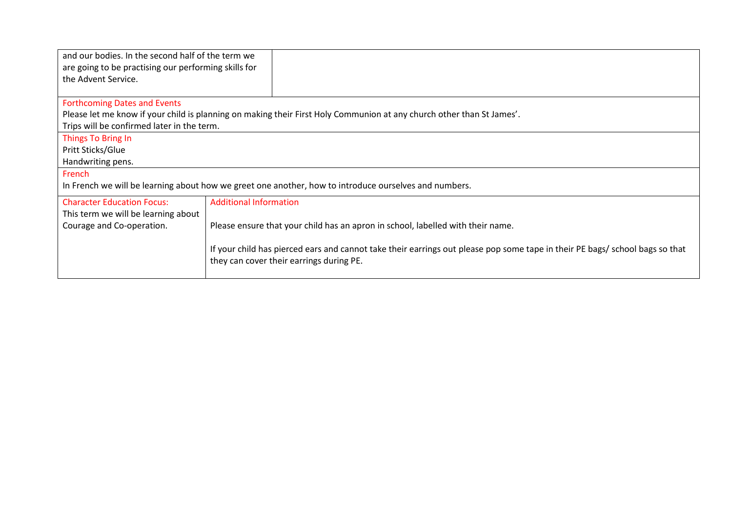| | |
|---|---|
| and our bodies. In the second half of the term we are going to be practising our performing skills for the Advent Service. | |

**Forthcoming Dates and Events**

Please let me know if your child is planning on making their First Holy Communion at any church other than St James'.
Trips will be confirmed later in the term.

**Things To Bring In**

Pritt Sticks/Glue
Handwriting pens.

**French**

In French we will be learning about how we greet one another, how to introduce ourselves and numbers.

| Character Education Focus: | Additional Information |
|---|---|
| This term we will be learning about Courage and Co-operation. | Please ensure that your child has an apron in school, labelled with their name.<br><br>If your child has pierced ears and cannot take their earrings out please pop some tape in their PE bags/ school bags so that they can cover their earrings during PE. |